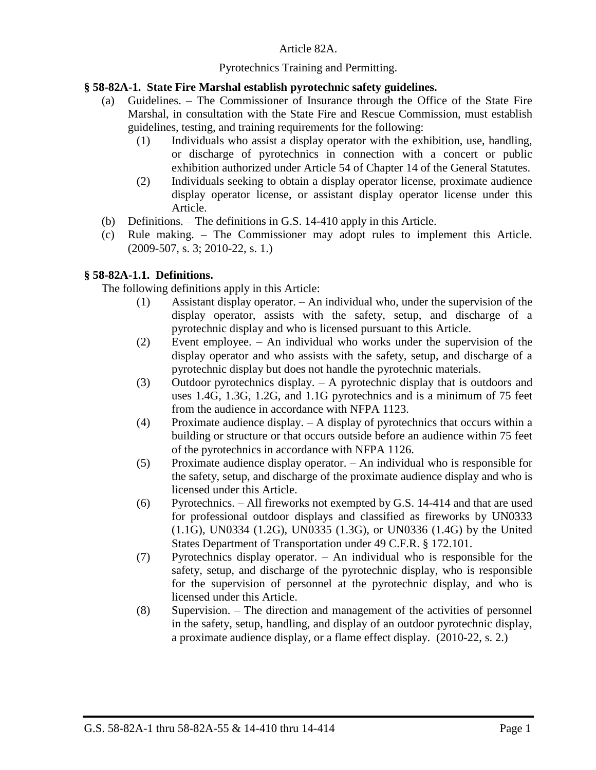Article 82A.

Pyrotechnics Training and Permitting.

**§ 58-82A-1. State Fire Marshal establish pyrotechnic safety guidelines.**

(a) Guidelines. – The Commissioner of Insurance through the Office of the State Fire Marshal, in consultation with the State Fire and Rescue Commission, must establish guidelines, testing, and training requirements for the following:

(1) Individuals who assist a display operator with the exhibition, use, handling, or discharge of pyrotechnics in connection with a concert or public exhibition authorized under Article 54 of Chapter 14 of the General Statutes.

(2) Individuals seeking to obtain a display operator license, proximate audience display operator license, or assistant display operator license under this Article.

(b) Definitions. – The definitions in G.S. 14-410 apply in this Article.

(c) Rule making. – The Commissioner may adopt rules to implement this Article. (2009-507, s. 3; 2010-22, s. 1.)

**§ 58-82A-1.1. Definitions.**

The following definitions apply in this Article:

(1) Assistant display operator. – An individual who, under the supervision of the display operator, assists with the safety, setup, and discharge of a pyrotechnic display and who is licensed pursuant to this Article.

(2) Event employee. – An individual who works under the supervision of the display operator and who assists with the safety, setup, and discharge of a pyrotechnic display but does not handle the pyrotechnic materials.

(3) Outdoor pyrotechnics display. – A pyrotechnic display that is outdoors and uses 1.4G, 1.3G, 1.2G, and 1.1G pyrotechnics and is a minimum of 75 feet from the audience in accordance with NFPA 1123.

(4) Proximate audience display. – A display of pyrotechnics that occurs within a building or structure or that occurs outside before an audience within 75 feet of the pyrotechnics in accordance with NFPA 1126.

(5) Proximate audience display operator. – An individual who is responsible for the safety, setup, and discharge of the proximate audience display and who is licensed under this Article.

(6) Pyrotechnics. – All fireworks not exempted by G.S. 14-414 and that are used for professional outdoor displays and classified as fireworks by UN0333 (1.1G), UN0334 (1.2G), UN0335 (1.3G), or UN0336 (1.4G) by the United States Department of Transportation under 49 C.F.R. § 172.101.

(7) Pyrotechnics display operator. – An individual who is responsible for the safety, setup, and discharge of the pyrotechnic display, who is responsible for the supervision of personnel at the pyrotechnic display, and who is licensed under this Article.

(8) Supervision. – The direction and management of the activities of personnel in the safety, setup, handling, and display of an outdoor pyrotechnic display, a proximate audience display, or a flame effect display. (2010-22, s. 2.)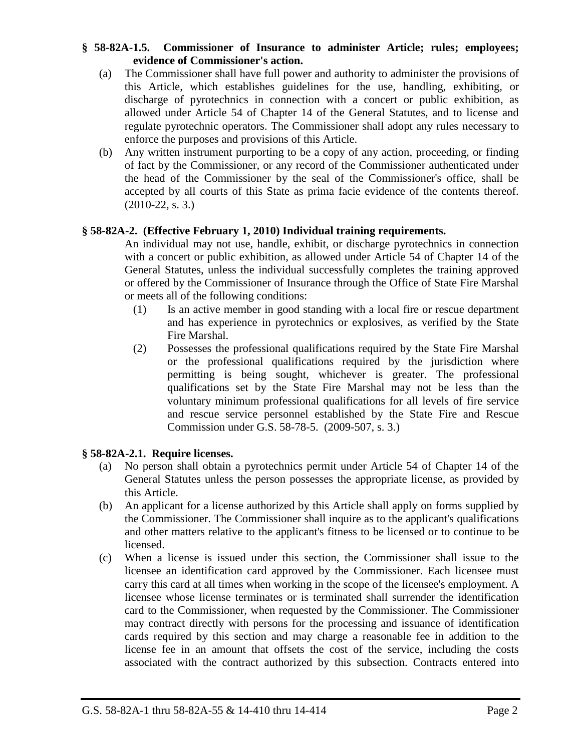**§ 58-82A-1.5. Commissioner of Insurance to administer Article; rules; employees; evidence of Commissioner's action.**

(a) The Commissioner shall have full power and authority to administer the provisions of this Article, which establishes guidelines for the use, handling, exhibiting, or discharge of pyrotechnics in connection with a concert or public exhibition, as allowed under Article 54 of Chapter 14 of the General Statutes, and to license and regulate pyrotechnic operators. The Commissioner shall adopt any rules necessary to enforce the purposes and provisions of this Article.

(b) Any written instrument purporting to be a copy of any action, proceeding, or finding of fact by the Commissioner, or any record of the Commissioner authenticated under the head of the Commissioner by the seal of the Commissioner's office, shall be accepted by all courts of this State as prima facie evidence of the contents thereof. (2010-22, s. 3.)

**§ 58-82A-2. (Effective February 1, 2010) Individual training requirements.**

An individual may not use, handle, exhibit, or discharge pyrotechnics in connection with a concert or public exhibition, as allowed under Article 54 of Chapter 14 of the General Statutes, unless the individual successfully completes the training approved or offered by the Commissioner of Insurance through the Office of State Fire Marshal or meets all of the following conditions:

(1) Is an active member in good standing with a local fire or rescue department and has experience in pyrotechnics or explosives, as verified by the State Fire Marshal.

(2) Possesses the professional qualifications required by the State Fire Marshal or the professional qualifications required by the jurisdiction where permitting is being sought, whichever is greater. The professional qualifications set by the State Fire Marshal may not be less than the voluntary minimum professional qualifications for all levels of fire service and rescue service personnel established by the State Fire and Rescue Commission under G.S. 58-78-5. (2009-507, s. 3.)

**§ 58-82A-2.1. Require licenses.**

(a) No person shall obtain a pyrotechnics permit under Article 54 of Chapter 14 of the General Statutes unless the person possesses the appropriate license, as provided by this Article.

(b) An applicant for a license authorized by this Article shall apply on forms supplied by the Commissioner. The Commissioner shall inquire as to the applicant's qualifications and other matters relative to the applicant's fitness to be licensed or to continue to be licensed.

(c) When a license is issued under this section, the Commissioner shall issue to the licensee an identification card approved by the Commissioner. Each licensee must carry this card at all times when working in the scope of the licensee's employment. A licensee whose license terminates or is terminated shall surrender the identification card to the Commissioner, when requested by the Commissioner. The Commissioner may contract directly with persons for the processing and issuance of identification cards required by this section and may charge a reasonable fee in addition to the license fee in an amount that offsets the cost of the service, including the costs associated with the contract authorized by this subsection. Contracts entered into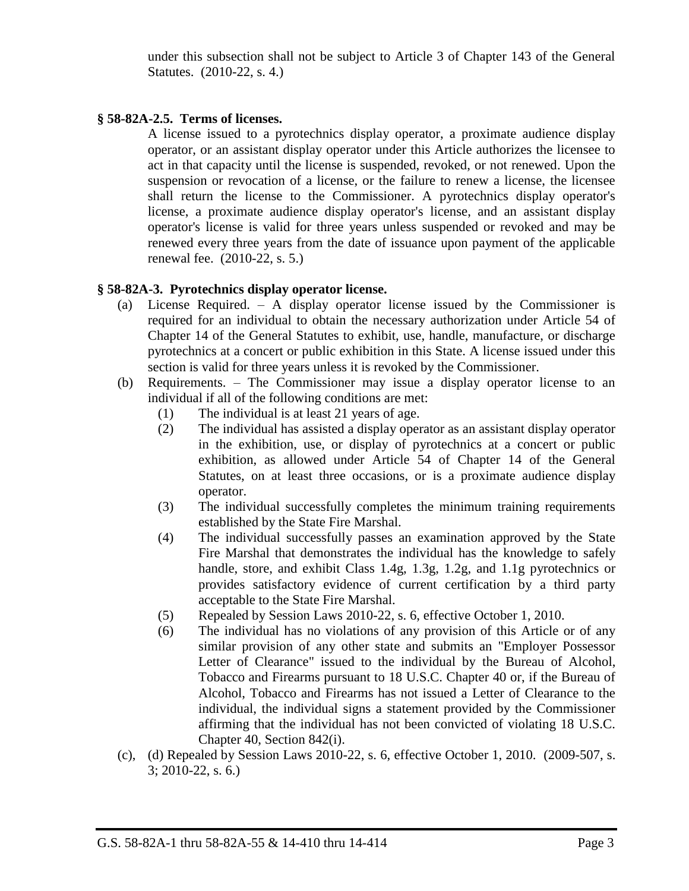under this subsection shall not be subject to Article 3 of Chapter 143 of the General Statutes. (2010-22, s. 4.)

**§ 58-82A-2.5. Terms of licenses.**

A license issued to a pyrotechnics display operator, a proximate audience display operator, or an assistant display operator under this Article authorizes the licensee to act in that capacity until the license is suspended, revoked, or not renewed. Upon the suspension or revocation of a license, or the failure to renew a license, the licensee shall return the license to the Commissioner. A pyrotechnics display operator's license, a proximate audience display operator's license, and an assistant display operator's license is valid for three years unless suspended or revoked and may be renewed every three years from the date of issuance upon payment of the applicable renewal fee. (2010-22, s. 5.)

**§ 58-82A-3. Pyrotechnics display operator license.**

(a) License Required. – A display operator license issued by the Commissioner is required for an individual to obtain the necessary authorization under Article 54 of Chapter 14 of the General Statutes to exhibit, use, handle, manufacture, or discharge pyrotechnics at a concert or public exhibition in this State. A license issued under this section is valid for three years unless it is revoked by the Commissioner.

(b) Requirements. – The Commissioner may issue a display operator license to an individual if all of the following conditions are met:

(1) The individual is at least 21 years of age.

(2) The individual has assisted a display operator as an assistant display operator in the exhibition, use, or display of pyrotechnics at a concert or public exhibition, as allowed under Article 54 of Chapter 14 of the General Statutes, on at least three occasions, or is a proximate audience display operator.

(3) The individual successfully completes the minimum training requirements established by the State Fire Marshal.

(4) The individual successfully passes an examination approved by the State Fire Marshal that demonstrates the individual has the knowledge to safely handle, store, and exhibit Class 1.4g, 1.3g, 1.2g, and 1.1g pyrotechnics or provides satisfactory evidence of current certification by a third party acceptable to the State Fire Marshal.

(5) Repealed by Session Laws 2010-22, s. 6, effective October 1, 2010.

(6) The individual has no violations of any provision of this Article or of any similar provision of any other state and submits an "Employer Possessor Letter of Clearance" issued to the individual by the Bureau of Alcohol, Tobacco and Firearms pursuant to 18 U.S.C. Chapter 40 or, if the Bureau of Alcohol, Tobacco and Firearms has not issued a Letter of Clearance to the individual, the individual signs a statement provided by the Commissioner affirming that the individual has not been convicted of violating 18 U.S.C. Chapter 40, Section 842(i).

(c), (d) Repealed by Session Laws 2010-22, s. 6, effective October 1, 2010. (2009-507, s. 3; 2010-22, s. 6.)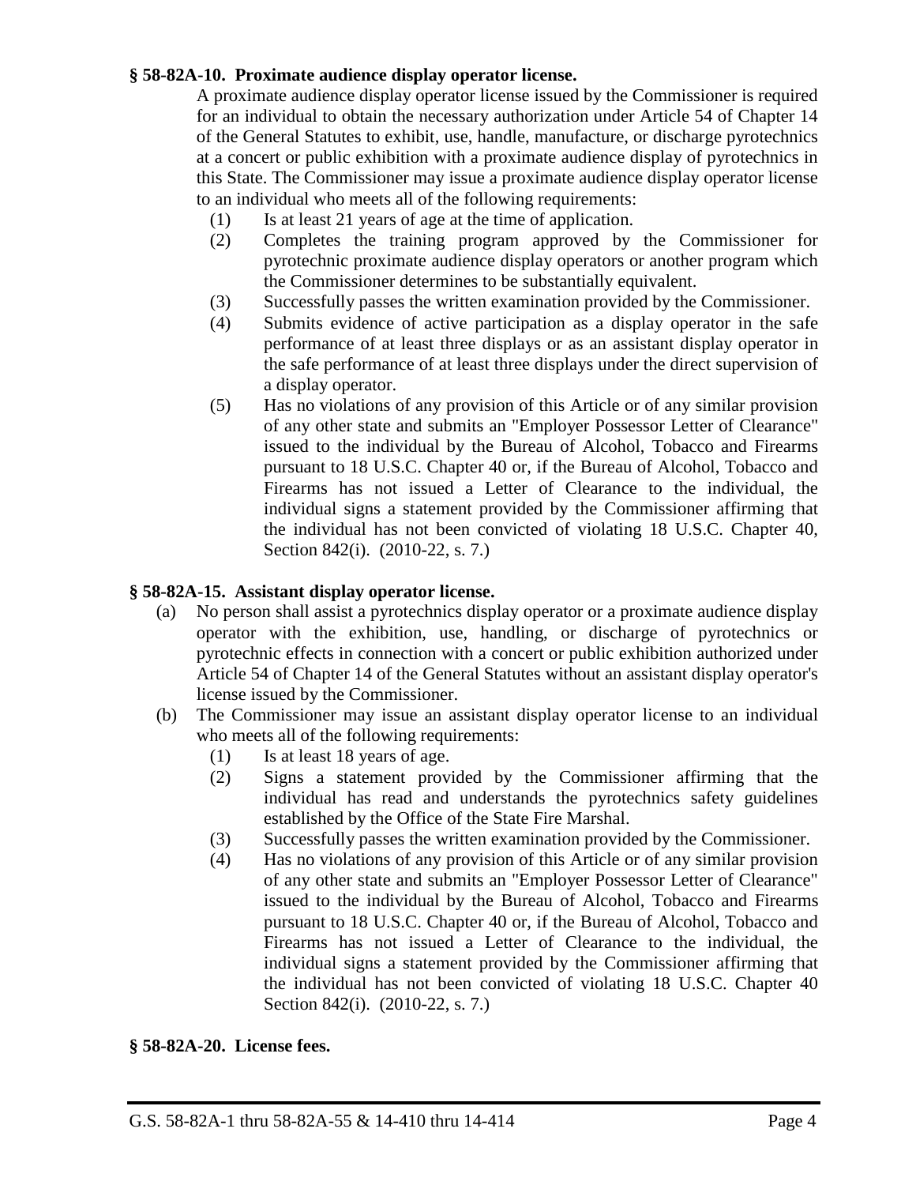**§ 58-82A-10. Proximate audience display operator license.**

A proximate audience display operator license issued by the Commissioner is required for an individual to obtain the necessary authorization under Article 54 of Chapter 14 of the General Statutes to exhibit, use, handle, manufacture, or discharge pyrotechnics at a concert or public exhibition with a proximate audience display of pyrotechnics in this State. The Commissioner may issue a proximate audience display operator license to an individual who meets all of the following requirements:

- (1) Is at least 21 years of age at the time of application.
- (2) Completes the training program approved by the Commissioner for pyrotechnic proximate audience display operators or another program which the Commissioner determines to be substantially equivalent.
- (3) Successfully passes the written examination provided by the Commissioner.
- (4) Submits evidence of active participation as a display operator in the safe performance of at least three displays or as an assistant display operator in the safe performance of at least three displays under the direct supervision of a display operator.
- (5) Has no violations of any provision of this Article or of any similar provision of any other state and submits an "Employer Possessor Letter of Clearance" issued to the individual by the Bureau of Alcohol, Tobacco and Firearms pursuant to 18 U.S.C. Chapter 40 or, if the Bureau of Alcohol, Tobacco and Firearms has not issued a Letter of Clearance to the individual, the individual signs a statement provided by the Commissioner affirming that the individual has not been convicted of violating 18 U.S.C. Chapter 40, Section 842(i). (2010-22, s. 7.)

**§ 58-82A-15. Assistant display operator license.**

- (a) No person shall assist a pyrotechnics display operator or a proximate audience display operator with the exhibition, use, handling, or discharge of pyrotechnics or pyrotechnic effects in connection with a concert or public exhibition authorized under Article 54 of Chapter 14 of the General Statutes without an assistant display operator's license issued by the Commissioner.
- (b) The Commissioner may issue an assistant display operator license to an individual who meets all of the following requirements:
  - (1) Is at least 18 years of age.
  - (2) Signs a statement provided by the Commissioner affirming that the individual has read and understands the pyrotechnics safety guidelines established by the Office of the State Fire Marshal.
  - (3) Successfully passes the written examination provided by the Commissioner.
  - (4) Has no violations of any provision of this Article or of any similar provision of any other state and submits an "Employer Possessor Letter of Clearance" issued to the individual by the Bureau of Alcohol, Tobacco and Firearms pursuant to 18 U.S.C. Chapter 40 or, if the Bureau of Alcohol, Tobacco and Firearms has not issued a Letter of Clearance to the individual, the individual signs a statement provided by the Commissioner affirming that the individual has not been convicted of violating 18 U.S.C. Chapter 40 Section 842(i). (2010-22, s. 7.)

**§ 58-82A-20. License fees.**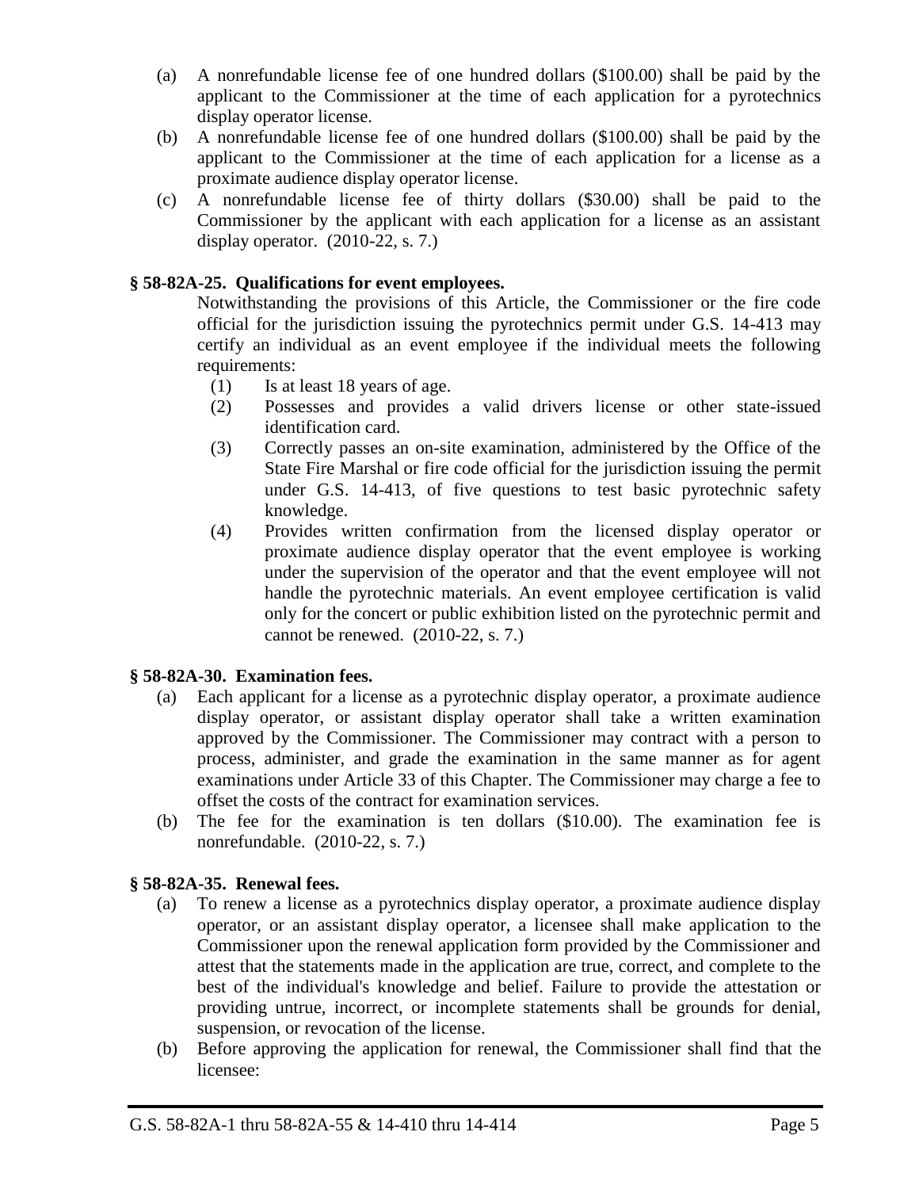(a) A nonrefundable license fee of one hundred dollars ($100.00) shall be paid by the applicant to the Commissioner at the time of each application for a pyrotechnics display operator license.

(b) A nonrefundable license fee of one hundred dollars ($100.00) shall be paid by the applicant to the Commissioner at the time of each application for a license as a proximate audience display operator license.

(c) A nonrefundable license fee of thirty dollars ($30.00) shall be paid to the Commissioner by the applicant with each application for a license as an assistant display operator. (2010-22, s. 7.)

**§ 58-82A-25. Qualifications for event employees.**

Notwithstanding the provisions of this Article, the Commissioner or the fire code official for the jurisdiction issuing the pyrotechnics permit under G.S. 14-413 may certify an individual as an event employee if the individual meets the following requirements:

(1) Is at least 18 years of age.

(2) Possesses and provides a valid drivers license or other state-issued identification card.

(3) Correctly passes an on-site examination, administered by the Office of the State Fire Marshal or fire code official for the jurisdiction issuing the permit under G.S. 14-413, of five questions to test basic pyrotechnic safety knowledge.

(4) Provides written confirmation from the licensed display operator or proximate audience display operator that the event employee is working under the supervision of the operator and that the event employee will not handle the pyrotechnic materials. An event employee certification is valid only for the concert or public exhibition listed on the pyrotechnic permit and cannot be renewed. (2010-22, s. 7.)

**§ 58-82A-30. Examination fees.**

(a) Each applicant for a license as a pyrotechnic display operator, a proximate audience display operator, or assistant display operator shall take a written examination approved by the Commissioner. The Commissioner may contract with a person to process, administer, and grade the examination in the same manner as for agent examinations under Article 33 of this Chapter. The Commissioner may charge a fee to offset the costs of the contract for examination services.

(b) The fee for the examination is ten dollars ($10.00). The examination fee is nonrefundable. (2010-22, s. 7.)

**§ 58-82A-35. Renewal fees.**

(a) To renew a license as a pyrotechnics display operator, a proximate audience display operator, or an assistant display operator, a licensee shall make application to the Commissioner upon the renewal application form provided by the Commissioner and attest that the statements made in the application are true, correct, and complete to the best of the individual's knowledge and belief. Failure to provide the attestation or providing untrue, incorrect, or incomplete statements shall be grounds for denial, suspension, or revocation of the license.

(b) Before approving the application for renewal, the Commissioner shall find that the licensee: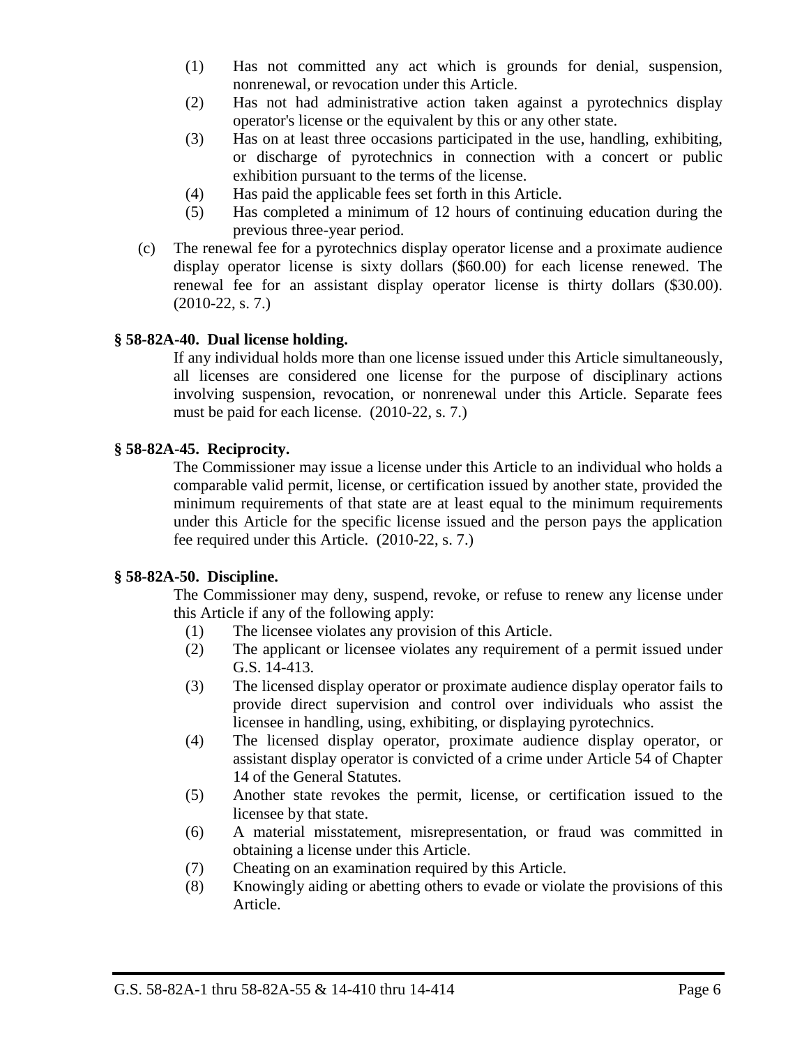(1) Has not committed any act which is grounds for denial, suspension, nonrenewal, or revocation under this Article.
(2) Has not had administrative action taken against a pyrotechnics display operator's license or the equivalent by this or any other state.
(3) Has on at least three occasions participated in the use, handling, exhibiting, or discharge of pyrotechnics in connection with a concert or public exhibition pursuant to the terms of the license.
(4) Has paid the applicable fees set forth in this Article.
(5) Has completed a minimum of 12 hours of continuing education during the previous three-year period.

(c) The renewal fee for a pyrotechnics display operator license and a proximate audience display operator license is sixty dollars ($60.00) for each license renewed. The renewal fee for an assistant display operator license is thirty dollars ($30.00). (2010-22, s. 7.)

**§ 58-82A-40. Dual license holding.**

If any individual holds more than one license issued under this Article simultaneously, all licenses are considered one license for the purpose of disciplinary actions involving suspension, revocation, or nonrenewal under this Article. Separate fees must be paid for each license. (2010-22, s. 7.)

**§ 58-82A-45. Reciprocity.**

The Commissioner may issue a license under this Article to an individual who holds a comparable valid permit, license, or certification issued by another state, provided the minimum requirements of that state are at least equal to the minimum requirements under this Article for the specific license issued and the person pays the application fee required under this Article. (2010-22, s. 7.)

**§ 58-82A-50. Discipline.**

The Commissioner may deny, suspend, revoke, or refuse to renew any license under this Article if any of the following apply:

(1) The licensee violates any provision of this Article.
(2) The applicant or licensee violates any requirement of a permit issued under G.S. 14-413.
(3) The licensed display operator or proximate audience display operator fails to provide direct supervision and control over individuals who assist the licensee in handling, using, exhibiting, or displaying pyrotechnics.
(4) The licensed display operator, proximate audience display operator, or assistant display operator is convicted of a crime under Article 54 of Chapter 14 of the General Statutes.
(5) Another state revokes the permit, license, or certification issued to the licensee by that state.
(6) A material misstatement, misrepresentation, or fraud was committed in obtaining a license under this Article.
(7) Cheating on an examination required by this Article.
(8) Knowingly aiding or abetting others to evade or violate the provisions of this Article.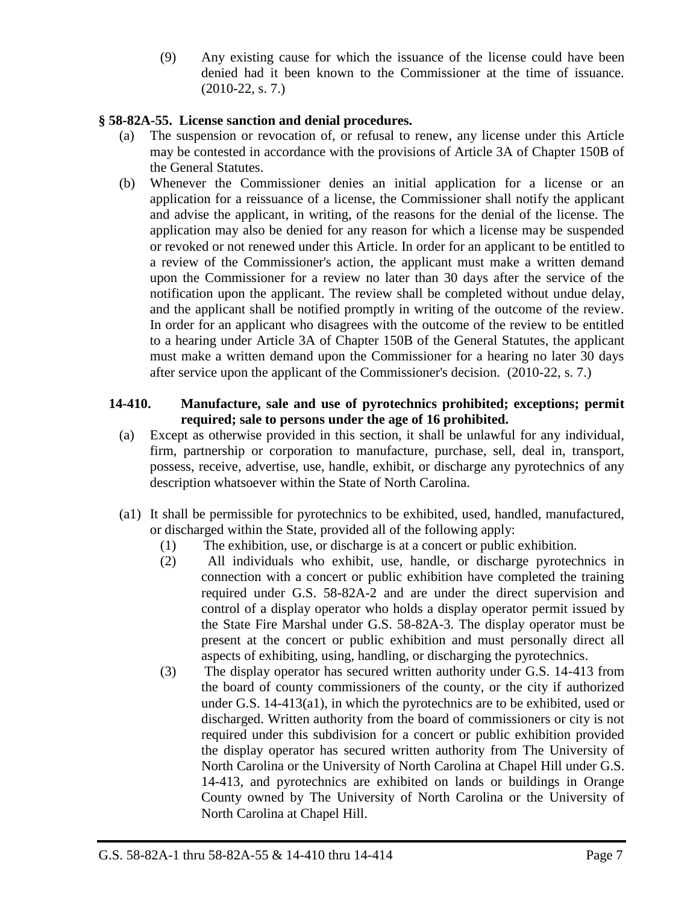(9) Any existing cause for which the issuance of the license could have been denied had it been known to the Commissioner at the time of issuance. (2010-22, s. 7.)

**§ 58-82A-55. License sanction and denial procedures.**

(a) The suspension or revocation of, or refusal to renew, any license under this Article may be contested in accordance with the provisions of Article 3A of Chapter 150B of the General Statutes.

(b) Whenever the Commissioner denies an initial application for a license or an application for a reissuance of a license, the Commissioner shall notify the applicant and advise the applicant, in writing, of the reasons for the denial of the license. The application may also be denied for any reason for which a license may be suspended or revoked or not renewed under this Article. In order for an applicant to be entitled to a review of the Commissioner's action, the applicant must make a written demand upon the Commissioner for a review no later than 30 days after the service of the notification upon the applicant. The review shall be completed without undue delay, and the applicant shall be notified promptly in writing of the outcome of the review. In order for an applicant who disagrees with the outcome of the review to be entitled to a hearing under Article 3A of Chapter 150B of the General Statutes, the applicant must make a written demand upon the Commissioner for a hearing no later 30 days after service upon the applicant of the Commissioner's decision. (2010-22, s. 7.)

**14-410. Manufacture, sale and use of pyrotechnics prohibited; exceptions; permit required; sale to persons under the age of 16 prohibited.**

(a) Except as otherwise provided in this section, it shall be unlawful for any individual, firm, partnership or corporation to manufacture, purchase, sell, deal in, transport, possess, receive, advertise, use, handle, exhibit, or discharge any pyrotechnics of any description whatsoever within the State of North Carolina.

(a1) It shall be permissible for pyrotechnics to be exhibited, used, handled, manufactured, or discharged within the State, provided all of the following apply:

(1) The exhibition, use, or discharge is at a concert or public exhibition.

(2) All individuals who exhibit, use, handle, or discharge pyrotechnics in connection with a concert or public exhibition have completed the training required under G.S. 58-82A-2 and are under the direct supervision and control of a display operator who holds a display operator permit issued by the State Fire Marshal under G.S. 58-82A-3. The display operator must be present at the concert or public exhibition and must personally direct all aspects of exhibiting, using, handling, or discharging the pyrotechnics.

(3) The display operator has secured written authority under G.S. 14-413 from the board of county commissioners of the county, or the city if authorized under G.S. 14-413(a1), in which the pyrotechnics are to be exhibited, used or discharged. Written authority from the board of commissioners or city is not required under this subdivision for a concert or public exhibition provided the display operator has secured written authority from The University of North Carolina or the University of North Carolina at Chapel Hill under G.S. 14-413, and pyrotechnics are exhibited on lands or buildings in Orange County owned by The University of North Carolina or the University of North Carolina at Chapel Hill.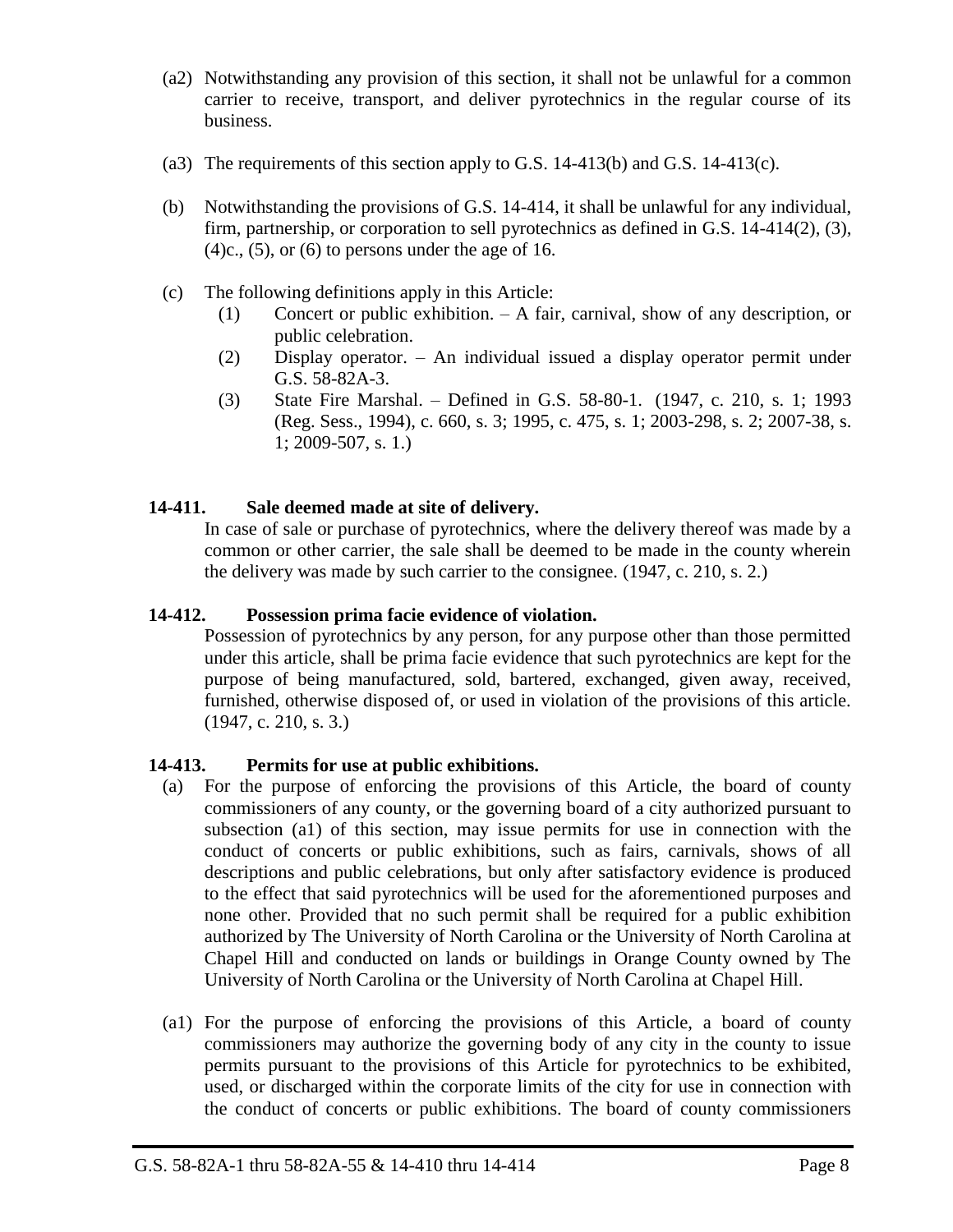(a2) Notwithstanding any provision of this section, it shall not be unlawful for a common carrier to receive, transport, and deliver pyrotechnics in the regular course of its business.

(a3) The requirements of this section apply to G.S. 14-413(b) and G.S. 14-413(c).

(b) Notwithstanding the provisions of G.S. 14-414, it shall be unlawful for any individual, firm, partnership, or corporation to sell pyrotechnics as defined in G.S. 14-414(2), (3), (4)c., (5), or (6) to persons under the age of 16.

(c) The following definitions apply in this Article:

(1) Concert or public exhibition. – A fair, carnival, show of any description, or public celebration.

(2) Display operator. – An individual issued a display operator permit under G.S. 58-82A-3.

(3) State Fire Marshal. – Defined in G.S. 58-80-1. (1947, c. 210, s. 1; 1993 (Reg. Sess., 1994), c. 660, s. 3; 1995, c. 475, s. 1; 2003-298, s. 2; 2007-38, s. 1; 2009-507, s. 1.)

### 14-411. Sale deemed made at site of delivery.

In case of sale or purchase of pyrotechnics, where the delivery thereof was made by a common or other carrier, the sale shall be deemed to be made in the county wherein the delivery was made by such carrier to the consignee. (1947, c. 210, s. 2.)

### 14-412. Possession prima facie evidence of violation.

Possession of pyrotechnics by any person, for any purpose other than those permitted under this article, shall be prima facie evidence that such pyrotechnics are kept for the purpose of being manufactured, sold, bartered, exchanged, given away, received, furnished, otherwise disposed of, or used in violation of the provisions of this article. (1947, c. 210, s. 3.)

### 14-413. Permits for use at public exhibitions.

(a) For the purpose of enforcing the provisions of this Article, the board of county commissioners of any county, or the governing board of a city authorized pursuant to subsection (a1) of this section, may issue permits for use in connection with the conduct of concerts or public exhibitions, such as fairs, carnivals, shows of all descriptions and public celebrations, but only after satisfactory evidence is produced to the effect that said pyrotechnics will be used for the aforementioned purposes and none other. Provided that no such permit shall be required for a public exhibition authorized by The University of North Carolina or the University of North Carolina at Chapel Hill and conducted on lands or buildings in Orange County owned by The University of North Carolina or the University of North Carolina at Chapel Hill.

(a1) For the purpose of enforcing the provisions of this Article, a board of county commissioners may authorize the governing body of any city in the county to issue permits pursuant to the provisions of this Article for pyrotechnics to be exhibited, used, or discharged within the corporate limits of the city for use in connection with the conduct of concerts or public exhibitions. The board of county commissioners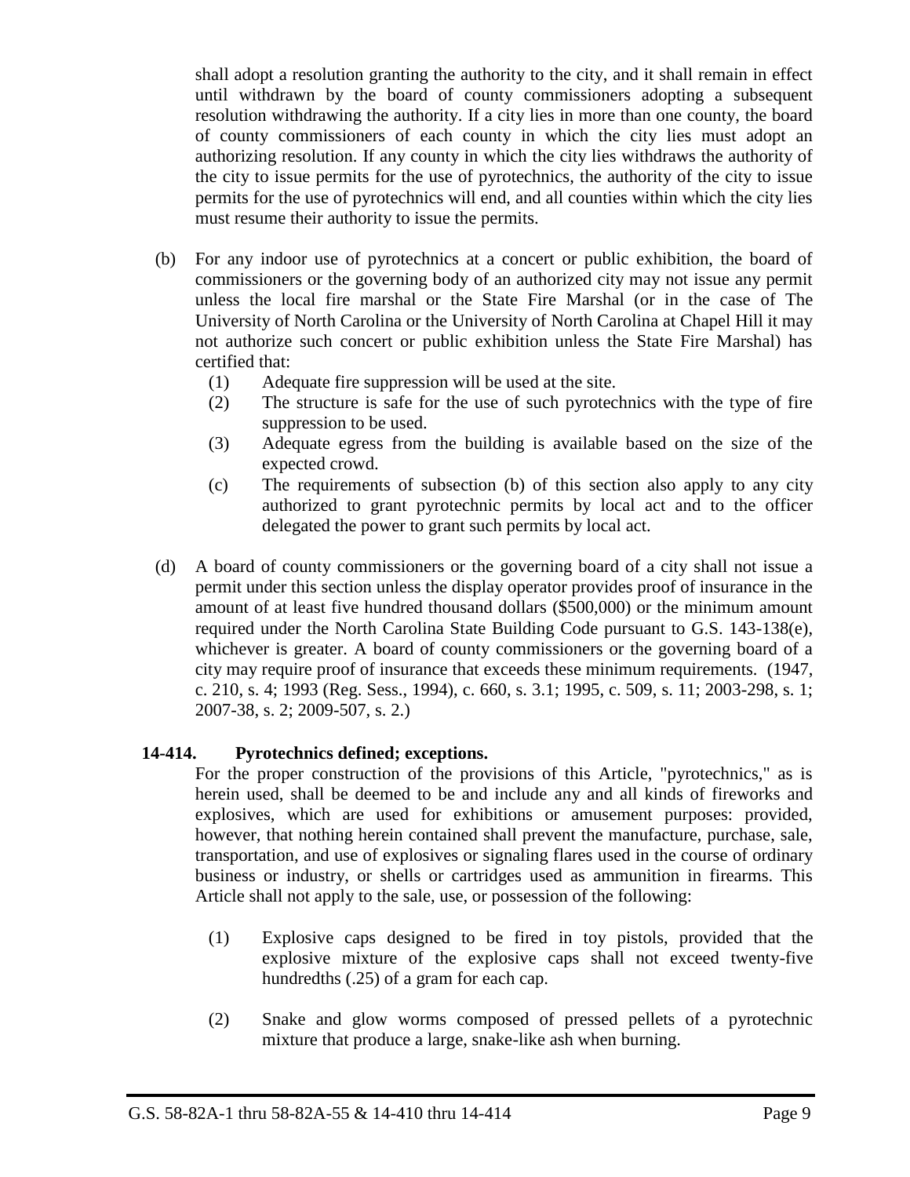shall adopt a resolution granting the authority to the city, and it shall remain in effect until withdrawn by the board of county commissioners adopting a subsequent resolution withdrawing the authority. If a city lies in more than one county, the board of county commissioners of each county in which the city lies must adopt an authorizing resolution. If any county in which the city lies withdraws the authority of the city to issue permits for the use of pyrotechnics, the authority of the city to issue permits for the use of pyrotechnics will end, and all counties within which the city lies must resume their authority to issue the permits.

(b) For any indoor use of pyrotechnics at a concert or public exhibition, the board of commissioners or the governing body of an authorized city may not issue any permit unless the local fire marshal or the State Fire Marshal (or in the case of The University of North Carolina or the University of North Carolina at Chapel Hill it may not authorize such concert or public exhibition unless the State Fire Marshal) has certified that:

(1) Adequate fire suppression will be used at the site.

(2) The structure is safe for the use of such pyrotechnics with the type of fire suppression to be used.

(3) Adequate egress from the building is available based on the size of the expected crowd.

(c) The requirements of subsection (b) of this section also apply to any city authorized to grant pyrotechnic permits by local act and to the officer delegated the power to grant such permits by local act.

(d) A board of county commissioners or the governing board of a city shall not issue a permit under this section unless the display operator provides proof of insurance in the amount of at least five hundred thousand dollars ($500,000) or the minimum amount required under the North Carolina State Building Code pursuant to G.S. 143-138(e), whichever is greater. A board of county commissioners or the governing board of a city may require proof of insurance that exceeds these minimum requirements. (1947, c. 210, s. 4; 1993 (Reg. Sess., 1994), c. 660, s. 3.1; 1995, c. 509, s. 11; 2003-298, s. 1; 2007-38, s. 2; 2009-507, s. 2.)

**14-414. Pyrotechnics defined; exceptions.**

For the proper construction of the provisions of this Article, "pyrotechnics," as is herein used, shall be deemed to be and include any and all kinds of fireworks and explosives, which are used for exhibitions or amusement purposes: provided, however, that nothing herein contained shall prevent the manufacture, purchase, sale, transportation, and use of explosives or signaling flares used in the course of ordinary business or industry, or shells or cartridges used as ammunition in firearms. This Article shall not apply to the sale, use, or possession of the following:

(1) Explosive caps designed to be fired in toy pistols, provided that the explosive mixture of the explosive caps shall not exceed twenty-five hundredths (.25) of a gram for each cap.

(2) Snake and glow worms composed of pressed pellets of a pyrotechnic mixture that produce a large, snake-like ash when burning.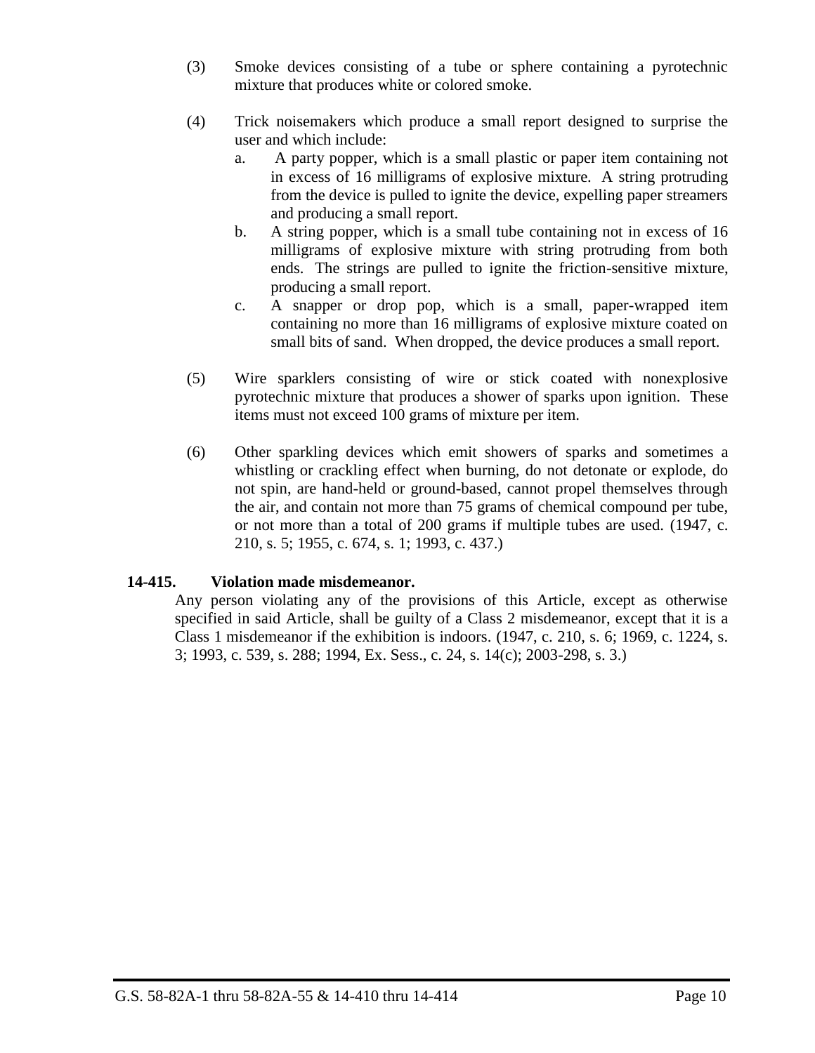(3) Smoke devices consisting of a tube or sphere containing a pyrotechnic mixture that produces white or colored smoke.

(4) Trick noisemakers which produce a small report designed to surprise the user and which include:

   a. A party popper, which is a small plastic or paper item containing not in excess of 16 milligrams of explosive mixture. A string protruding from the device is pulled to ignite the device, expelling paper streamers and producing a small report.

   b. A string popper, which is a small tube containing not in excess of 16 milligrams of explosive mixture with string protruding from both ends. The strings are pulled to ignite the friction-sensitive mixture, producing a small report.

   c. A snapper or drop pop, which is a small, paper-wrapped item containing no more than 16 milligrams of explosive mixture coated on small bits of sand. When dropped, the device produces a small report.

(5) Wire sparklers consisting of wire or stick coated with nonexplosive pyrotechnic mixture that produces a shower of sparks upon ignition. These items must not exceed 100 grams of mixture per item.

(6) Other sparkling devices which emit showers of sparks and sometimes a whistling or crackling effect when burning, do not detonate or explode, do not spin, are hand-held or ground-based, cannot propel themselves through the air, and contain not more than 75 grams of chemical compound per tube, or not more than a total of 200 grams if multiple tubes are used. (1947, c. 210, s. 5; 1955, c. 674, s. 1; 1993, c. 437.)

**14-415. Violation made misdemeanor.**

Any person violating any of the provisions of this Article, except as otherwise specified in said Article, shall be guilty of a Class 2 misdemeanor, except that it is a Class 1 misdemeanor if the exhibition is indoors. (1947, c. 210, s. 6; 1969, c. 1224, s. 3; 1993, c. 539, s. 288; 1994, Ex. Sess., c. 24, s. 14(c); 2003-298, s. 3.)